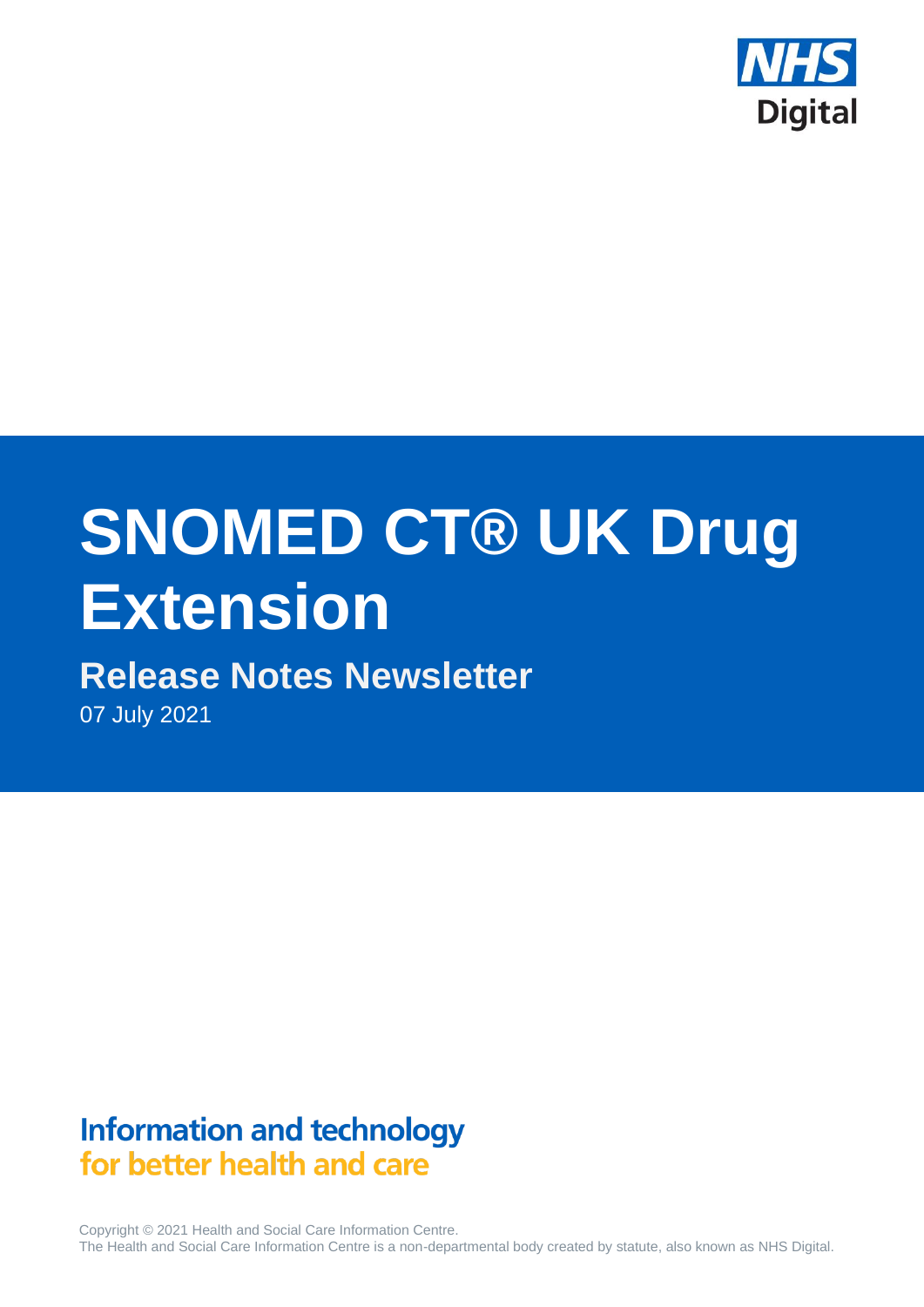NHS Digital

# SNOMED CT® UK Drug Extension

## Release Notes Newsletter

07 July 2021

**Information and technology for better health and care**

Copyright © 2021 Health and Social Care Information Centre.
The Health and Social Care Information Centre is a non-departmental body created by statute, also known as NHS Digital.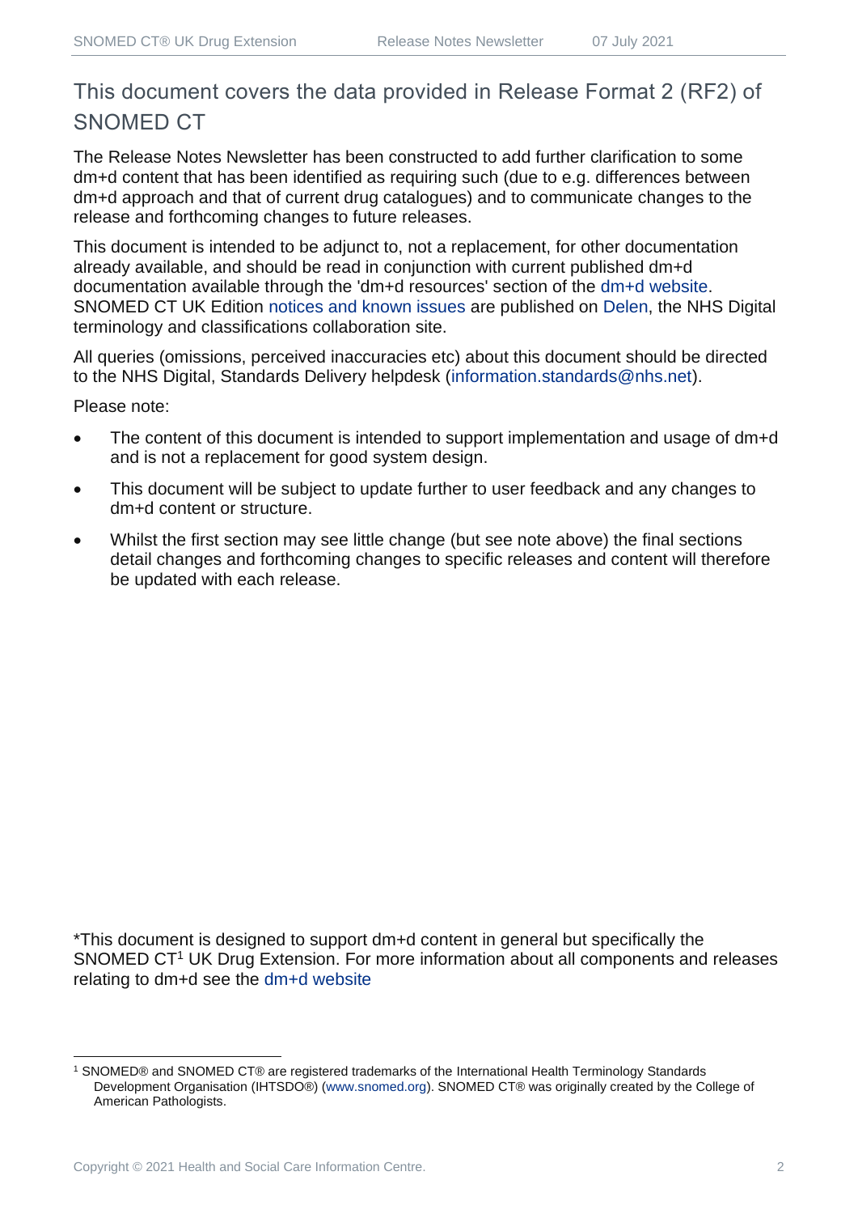## This document covers the data provided in Release Format 2 (RF2) of SNOMED CT

The Release Notes Newsletter has been constructed to add further clarification to some dm+d content that has been identified as requiring such (due to e.g. differences between dm+d approach and that of current drug catalogues) and to communicate changes to the release and forthcoming changes to future releases.

This document is intended to be adjunct to, not a replacement, for other documentation already available, and should be read in conjunction with current published dm+d documentation available through the 'dm+d resources' section of the dm+d website. SNOMED CT UK Edition notices and known issues are published on Delen, the NHS Digital terminology and classifications collaboration site.

All queries (omissions, perceived inaccuracies etc) about this document should be directed to the NHS Digital, Standards Delivery helpdesk (information.standards@nhs.net).

Please note:

- The content of this document is intended to support implementation and usage of dm+d and is not a replacement for good system design.
- This document will be subject to update further to user feedback and any changes to dm+d content or structure.
- Whilst the first section may see little change (but see note above) the final sections detail changes and forthcoming changes to specific releases and content will therefore be updated with each release.

*This document is designed to support dm+d content in general but specifically the SNOMED CT[1] UK Drug Extension. For more information about all components and releases relating to dm+d see the dm+d website

[1] SNOMED® and SNOMED CT® are registered trademarks of the International Health Terminology Standards Development Organisation (IHTSDO®) (www.snomed.org). SNOMED CT® was originally created by the College of American Pathologists.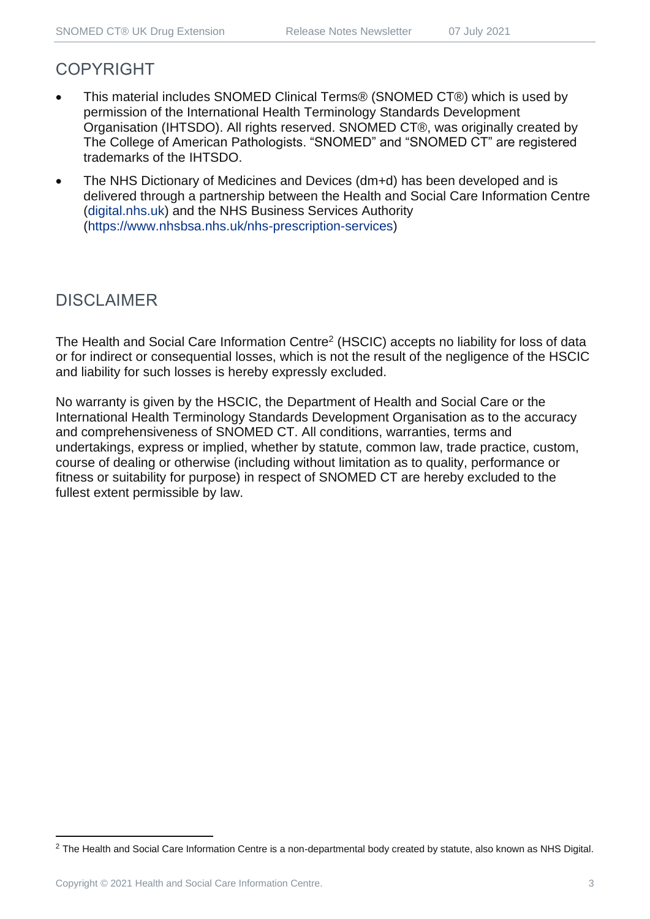## COPYRIGHT

- This material includes SNOMED Clinical Terms® (SNOMED CT®) which is used by permission of the International Health Terminology Standards Development Organisation (IHTSDO). All rights reserved. SNOMED CT®, was originally created by The College of American Pathologists. "SNOMED" and "SNOMED CT" are registered trademarks of the IHTSDO.
- The NHS Dictionary of Medicines and Devices (dm+d) has been developed and is delivered through a partnership between the Health and Social Care Information Centre (digital.nhs.uk) and the NHS Business Services Authority (https://www.nhsbsa.nhs.uk/nhs-prescription-services)

## DISCLAIMER

The Health and Social Care Information Centre[2] (HSCIC) accepts no liability for loss of data or for indirect or consequential losses, which is not the result of the negligence of the HSCIC and liability for such losses is hereby expressly excluded.

No warranty is given by the HSCIC, the Department of Health and Social Care or the International Health Terminology Standards Development Organisation as to the accuracy and comprehensiveness of SNOMED CT. All conditions, warranties, terms and undertakings, express or implied, whether by statute, common law, trade practice, custom, course of dealing or otherwise (including without limitation as to quality, performance or fitness or suitability for purpose) in respect of SNOMED CT are hereby excluded to the fullest extent permissible by law.

[2] The Health and Social Care Information Centre is a non-departmental body created by statute, also known as NHS Digital.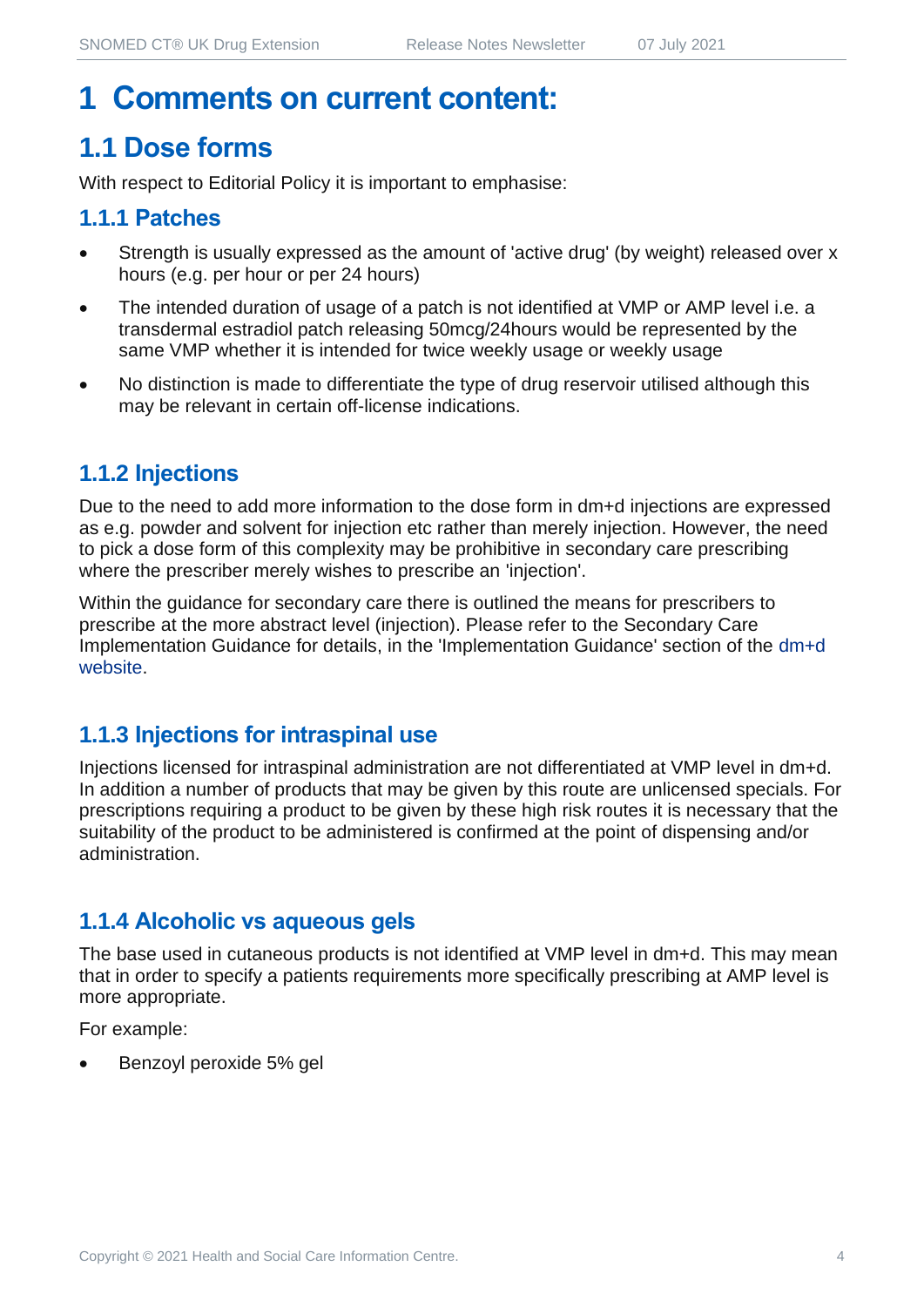# 1 Comments on current content:

## 1.1 Dose forms

With respect to Editorial Policy it is important to emphasise:

### 1.1.1 Patches

- Strength is usually expressed as the amount of 'active drug' (by weight) released over x hours (e.g. per hour or per 24 hours)
- The intended duration of usage of a patch is not identified at VMP or AMP level i.e. a transdermal estradiol patch releasing 50mcg/24hours would be represented by the same VMP whether it is intended for twice weekly usage or weekly usage
- No distinction is made to differentiate the type of drug reservoir utilised although this may be relevant in certain off-license indications.

### 1.1.2 Injections

Due to the need to add more information to the dose form in dm+d injections are expressed as e.g. powder and solvent for injection etc rather than merely injection. However, the need to pick a dose form of this complexity may be prohibitive in secondary care prescribing where the prescriber merely wishes to prescribe an 'injection'.

Within the guidance for secondary care there is outlined the means for prescribers to prescribe at the more abstract level (injection). Please refer to the Secondary Care Implementation Guidance for details, in the 'Implementation Guidance' section of the dm+d website.

### 1.1.3 Injections for intraspinal use

Injections licensed for intraspinal administration are not differentiated at VMP level in dm+d. In addition a number of products that may be given by this route are unlicensed specials. For prescriptions requiring a product to be given by these high risk routes it is necessary that the suitability of the product to be administered is confirmed at the point of dispensing and/or administration.

### 1.1.4 Alcoholic vs aqueous gels

The base used in cutaneous products is not identified at VMP level in dm+d. This may mean that in order to specify a patients requirements more specifically prescribing at AMP level is more appropriate.

For example:

- Benzoyl peroxide 5% gel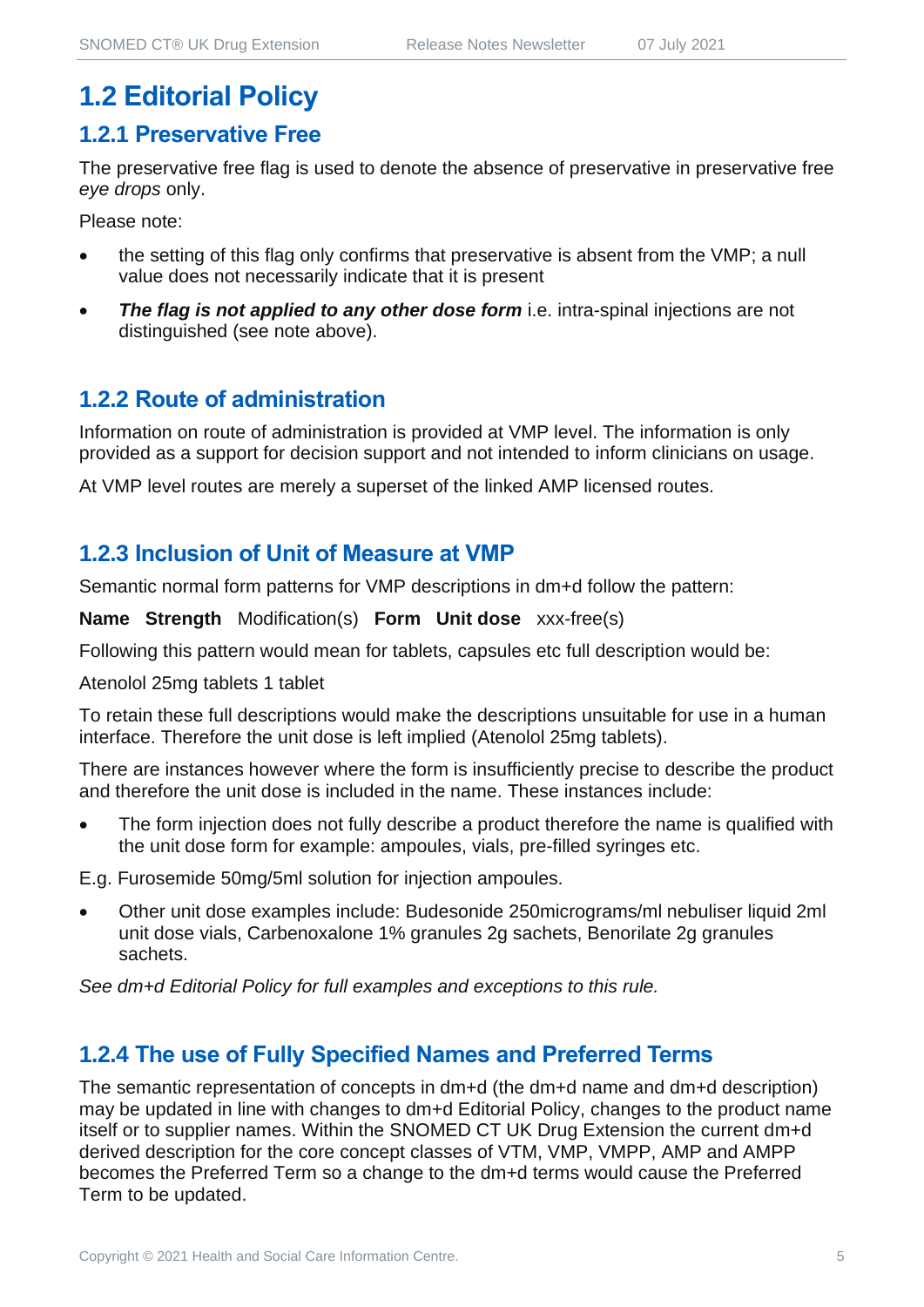# 1.2 Editorial Policy

## 1.2.1 Preservative Free

The preservative free flag is used to denote the absence of preservative in preservative free *eye drops* only.

Please note:

- the setting of this flag only confirms that preservative is absent from the VMP; a null value does not necessarily indicate that it is present
- ***The flag is not applied to any other dose form*** i.e. intra-spinal injections are not distinguished (see note above).

## 1.2.2 Route of administration

Information on route of administration is provided at VMP level. The information is only provided as a support for decision support and not intended to inform clinicians on usage.

At VMP level routes are merely a superset of the linked AMP licensed routes.

## 1.2.3 Inclusion of Unit of Measure at VMP

Semantic normal form patterns for VMP descriptions in dm+d follow the pattern:

**Name Strength** Modification(s) **Form Unit dose** xxx-free(s)

Following this pattern would mean for tablets, capsules etc full description would be:

Atenolol 25mg tablets 1 tablet

To retain these full descriptions would make the descriptions unsuitable for use in a human interface. Therefore the unit dose is left implied (Atenolol 25mg tablets).

There are instances however where the form is insufficiently precise to describe the product and therefore the unit dose is included in the name. These instances include:

- The form injection does not fully describe a product therefore the name is qualified with the unit dose form for example: ampoules, vials, pre-filled syringes etc.

E.g. Furosemide 50mg/5ml solution for injection ampoules.

- Other unit dose examples include: Budesonide 250micrograms/ml nebuliser liquid 2ml unit dose vials, Carbenoxalone 1% granules 2g sachets, Benorilate 2g granules sachets.

*See dm+d Editorial Policy for full examples and exceptions to this rule.*

## 1.2.4 The use of Fully Specified Names and Preferred Terms

The semantic representation of concepts in dm+d (the dm+d name and dm+d description) may be updated in line with changes to dm+d Editorial Policy, changes to the product name itself or to supplier names. Within the SNOMED CT UK Drug Extension the current dm+d derived description for the core concept classes of VTM, VMP, VMPP, AMP and AMPP becomes the Preferred Term so a change to the dm+d terms would cause the Preferred Term to be updated.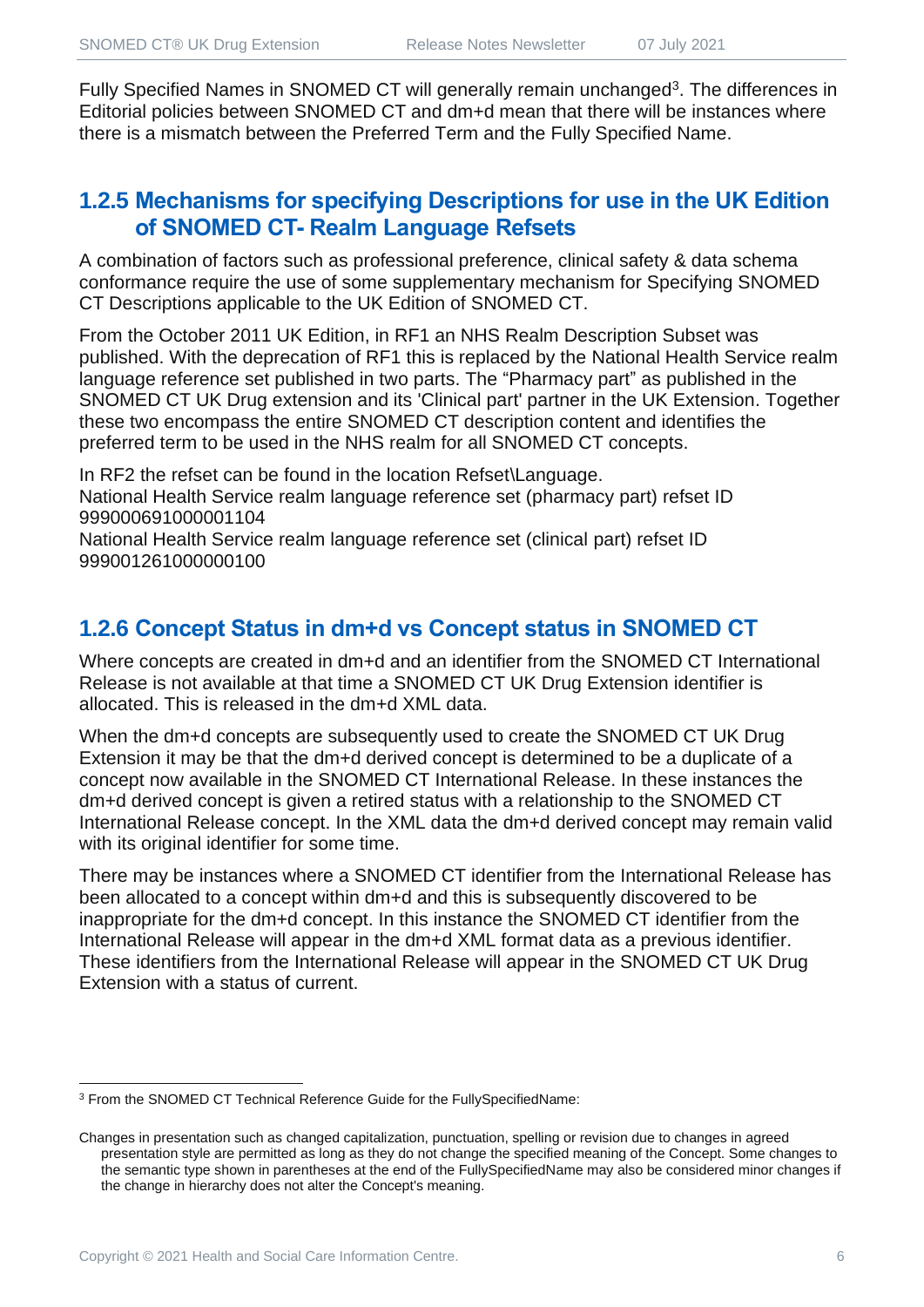Fully Specified Names in SNOMED CT will generally remain unchanged[3]. The differences in Editorial policies between SNOMED CT and dm+d mean that there will be instances where there is a mismatch between the Preferred Term and the Fully Specified Name.

### 1.2.5 Mechanisms for specifying Descriptions for use in the UK Edition of SNOMED CT- Realm Language Refsets

A combination of factors such as professional preference, clinical safety & data schema conformance require the use of some supplementary mechanism for Specifying SNOMED CT Descriptions applicable to the UK Edition of SNOMED CT.

From the October 2011 UK Edition, in RF1 an NHS Realm Description Subset was published. With the deprecation of RF1 this is replaced by the National Health Service realm language reference set published in two parts. The "Pharmacy part" as published in the SNOMED CT UK Drug extension and its 'Clinical part' partner in the UK Extension. Together these two encompass the entire SNOMED CT description content and identifies the preferred term to be used in the NHS realm for all SNOMED CT concepts.

In RF2 the refset can be found in the location Refset\Language.
National Health Service realm language reference set (pharmacy part) refset ID 999000691000001104
National Health Service realm language reference set (clinical part) refset ID 999001261000000100

### 1.2.6 Concept Status in dm+d vs Concept status in SNOMED CT

Where concepts are created in dm+d and an identifier from the SNOMED CT International Release is not available at that time a SNOMED CT UK Drug Extension identifier is allocated. This is released in the dm+d XML data.

When the dm+d concepts are subsequently used to create the SNOMED CT UK Drug Extension it may be that the dm+d derived concept is determined to be a duplicate of a concept now available in the SNOMED CT International Release. In these instances the dm+d derived concept is given a retired status with a relationship to the SNOMED CT International Release concept. In the XML data the dm+d derived concept may remain valid with its original identifier for some time.

There may be instances where a SNOMED CT identifier from the International Release has been allocated to a concept within dm+d and this is subsequently discovered to be inappropriate for the dm+d concept. In this instance the SNOMED CT identifier from the International Release will appear in the dm+d XML format data as a previous identifier. These identifiers from the International Release will appear in the SNOMED CT UK Drug Extension with a status of current.

---

[3] From the SNOMED CT Technical Reference Guide for the FullySpecifiedName:

Changes in presentation such as changed capitalization, punctuation, spelling or revision due to changes in agreed presentation style are permitted as long as they do not change the specified meaning of the Concept. Some changes to the semantic type shown in parentheses at the end of the FullySpecifiedName may also be considered minor changes if the change in hierarchy does not alter the Concept's meaning.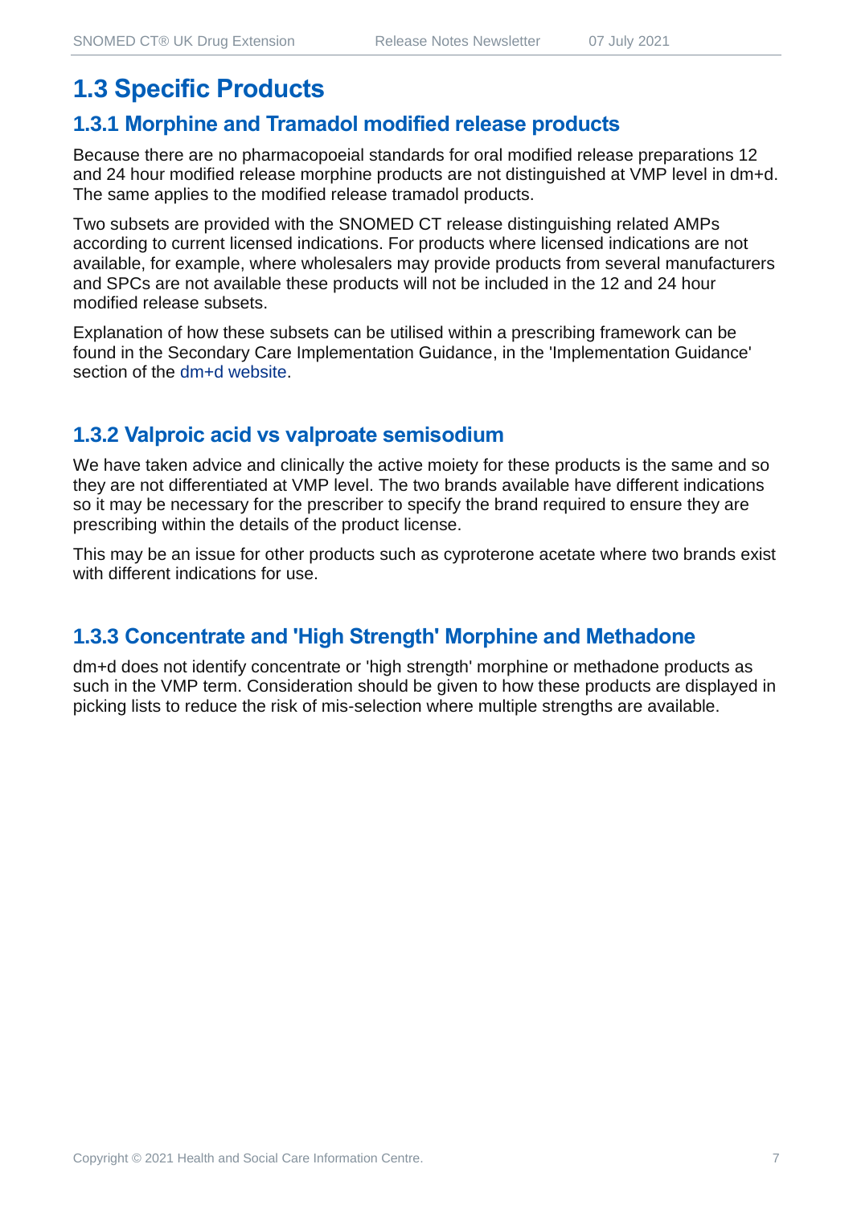## 1.3 Specific Products

### 1.3.1 Morphine and Tramadol modified release products

Because there are no pharmacopoeial standards for oral modified release preparations 12 and 24 hour modified release morphine products are not distinguished at VMP level in dm+d. The same applies to the modified release tramadol products.

Two subsets are provided with the SNOMED CT release distinguishing related AMPs according to current licensed indications. For products where licensed indications are not available, for example, where wholesalers may provide products from several manufacturers and SPCs are not available these products will not be included in the 12 and 24 hour modified release subsets.

Explanation of how these subsets can be utilised within a prescribing framework can be found in the Secondary Care Implementation Guidance, in the 'Implementation Guidance' section of the dm+d website.

### 1.3.2 Valproic acid vs valproate semisodium

We have taken advice and clinically the active moiety for these products is the same and so they are not differentiated at VMP level. The two brands available have different indications so it may be necessary for the prescriber to specify the brand required to ensure they are prescribing within the details of the product license.

This may be an issue for other products such as cyproterone acetate where two brands exist with different indications for use.

### 1.3.3 Concentrate and 'High Strength' Morphine and Methadone

dm+d does not identify concentrate or 'high strength' morphine or methadone products as such in the VMP term. Consideration should be given to how these products are displayed in picking lists to reduce the risk of mis-selection where multiple strengths are available.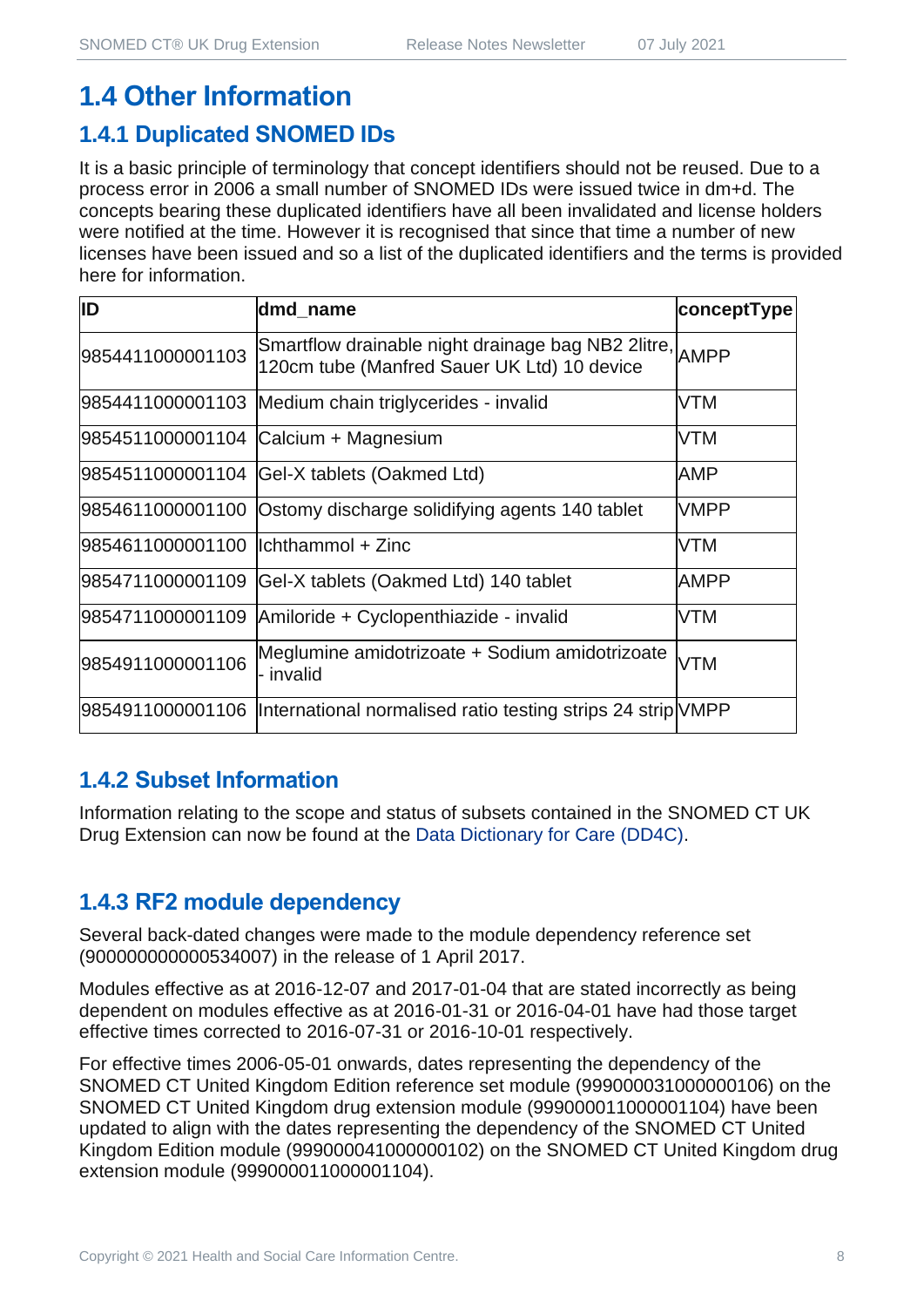# 1.4 Other Information

## 1.4.1 Duplicated SNOMED IDs

It is a basic principle of terminology that concept identifiers should not be reused. Due to a process error in 2006 a small number of SNOMED IDs were issued twice in dm+d. The concepts bearing these duplicated identifiers have all been invalidated and license holders were notified at the time. However it is recognised that since that time a number of new licenses have been issued and so a list of the duplicated identifiers and the terms is provided here for information.

| ID | dmd_name | conceptType |
|---|---|---|
| 9854411000001103 | Smartflow drainable night drainage bag NB2 2litre, 120cm tube (Manfred Sauer UK Ltd) 10 device | AMPP |
| 9854411000001103 | Medium chain triglycerides - invalid | VTM |
| 9854511000001104 | Calcium + Magnesium | VTM |
| 9854511000001104 | Gel-X tablets (Oakmed Ltd) | AMP |
| 9854611000001100 | Ostomy discharge solidifying agents 140 tablet | VMPP |
| 9854611000001100 | Ichthammol + Zinc | VTM |
| 9854711000001109 | Gel-X tablets (Oakmed Ltd) 140 tablet | AMPP |
| 9854711000001109 | Amiloride + Cyclopenthiazide - invalid | VTM |
| 9854911000001106 | Meglumine amidotrizoate + Sodium amidotrizoate - invalid | VTM |
| 9854911000001106 | International normalised ratio testing strips 24 strip | VMPP |

## 1.4.2 Subset Information

Information relating to the scope and status of subsets contained in the SNOMED CT UK Drug Extension can now be found at the Data Dictionary for Care (DD4C).

## 1.4.3 RF2 module dependency

Several back-dated changes were made to the module dependency reference set (900000000000534007) in the release of 1 April 2017.

Modules effective as at 2016-12-07 and 2017-01-04 that are stated incorrectly as being dependent on modules effective as at 2016-01-31 or 2016-04-01 have had those target effective times corrected to 2016-07-31 or 2016-10-01 respectively.

For effective times 2006-05-01 onwards, dates representing the dependency of the SNOMED CT United Kingdom Edition reference set module (999000031000000106) on the SNOMED CT United Kingdom drug extension module (999000011000001104) have been updated to align with the dates representing the dependency of the SNOMED CT United Kingdom Edition module (999000041000000102) on the SNOMED CT United Kingdom drug extension module (999000011000001104).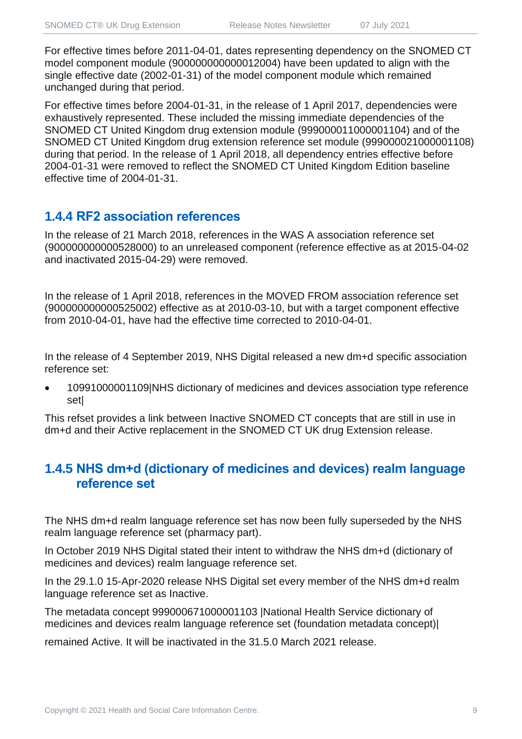For effective times before 2011-04-01, dates representing dependency on the SNOMED CT model component module (900000000000012004) have been updated to align with the single effective date (2002-01-31) of the model component module which remained unchanged during that period.

For effective times before 2004-01-31, in the release of 1 April 2017, dependencies were exhaustively represented. These included the missing immediate dependencies of the SNOMED CT United Kingdom drug extension module (999000011000001104) and of the SNOMED CT United Kingdom drug extension reference set module (999000021000001108) during that period. In the release of 1 April 2018, all dependency entries effective before 2004-01-31 were removed to reflect the SNOMED CT United Kingdom Edition baseline effective time of 2004-01-31.

### 1.4.4 RF2 association references

In the release of 21 March 2018, references in the WAS A association reference set (900000000000528000) to an unreleased component (reference effective as at 2015-04-02 and inactivated 2015-04-29) were removed.

In the release of 1 April 2018, references in the MOVED FROM association reference set (900000000000525002) effective as at 2010-03-10, but with a target component effective from 2010-04-01, have had the effective time corrected to 2010-04-01.

In the release of 4 September 2019, NHS Digital released a new dm+d specific association reference set:

- 10991000001109|NHS dictionary of medicines and devices association type reference set|

This refset provides a link between Inactive SNOMED CT concepts that are still in use in dm+d and their Active replacement in the SNOMED CT UK drug Extension release.

### 1.4.5 NHS dm+d (dictionary of medicines and devices) realm language reference set

The NHS dm+d realm language reference set has now been fully superseded by the NHS realm language reference set (pharmacy part).

In October 2019 NHS Digital stated their intent to withdraw the NHS dm+d (dictionary of medicines and devices) realm language reference set.

In the 29.1.0 15-Apr-2020 release NHS Digital set every member of the NHS dm+d realm language reference set as Inactive.

The metadata concept 999000671000001103 |National Health Service dictionary of medicines and devices realm language reference set (foundation metadata concept)|

remained Active. It will be inactivated in the 31.5.0 March 2021 release.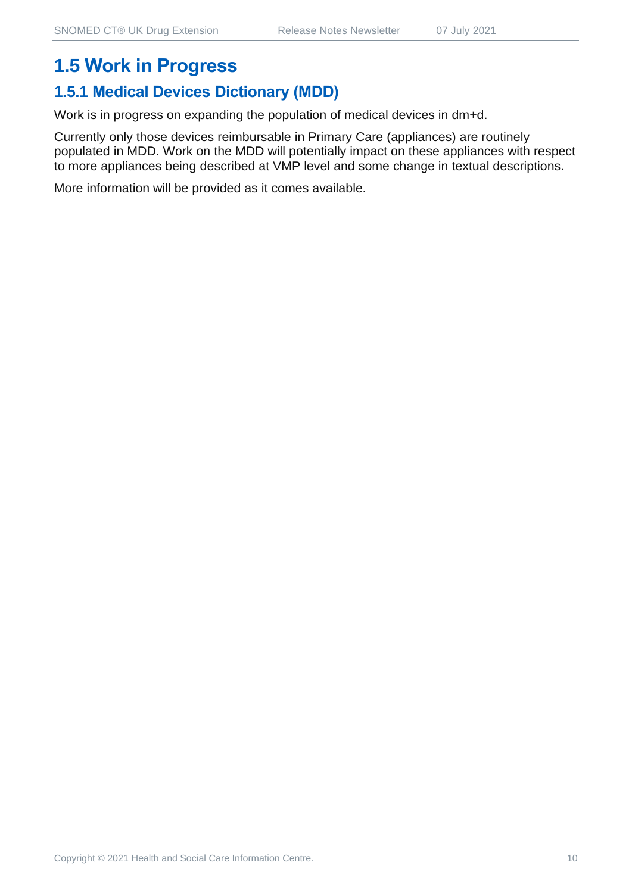# 1.5 Work in Progress

## 1.5.1 Medical Devices Dictionary (MDD)

Work is in progress on expanding the population of medical devices in dm+d.

Currently only those devices reimbursable in Primary Care (appliances) are routinely populated in MDD. Work on the MDD will potentially impact on these appliances with respect to more appliances being described at VMP level and some change in textual descriptions.

More information will be provided as it comes available.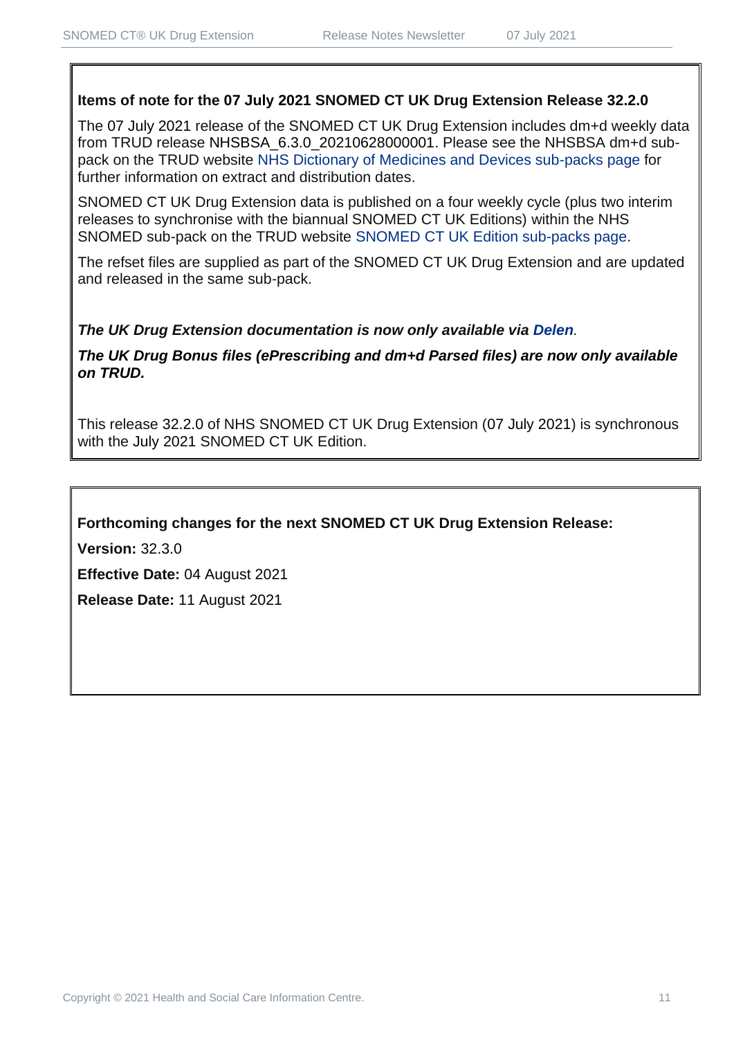**Items of note for the 07 July 2021 SNOMED CT UK Drug Extension Release 32.2.0**

The 07 July 2021 release of the SNOMED CT UK Drug Extension includes dm+d weekly data from TRUD release NHSBSA_6.3.0_20210628000001. Please see the NHSBSA dm+d sub-pack on the TRUD website NHS Dictionary of Medicines and Devices sub-packs page for further information on extract and distribution dates.

SNOMED CT UK Drug Extension data is published on a four weekly cycle (plus two interim releases to synchronise with the biannual SNOMED CT UK Editions) within the NHS SNOMED sub-pack on the TRUD website SNOMED CT UK Edition sub-packs page.

The refset files are supplied as part of the SNOMED CT UK Drug Extension and are updated and released in the same sub-pack.

***The UK Drug Extension documentation is now only available via Delen.***

***The UK Drug Bonus files (ePrescribing and dm+d Parsed files) are now only available on TRUD.***

This release 32.2.0 of NHS SNOMED CT UK Drug Extension (07 July 2021) is synchronous with the July 2021 SNOMED CT UK Edition.

**Forthcoming changes for the next SNOMED CT UK Drug Extension Release:**

**Version:** 32.3.0

**Effective Date:** 04 August 2021

**Release Date:** 11 August 2021